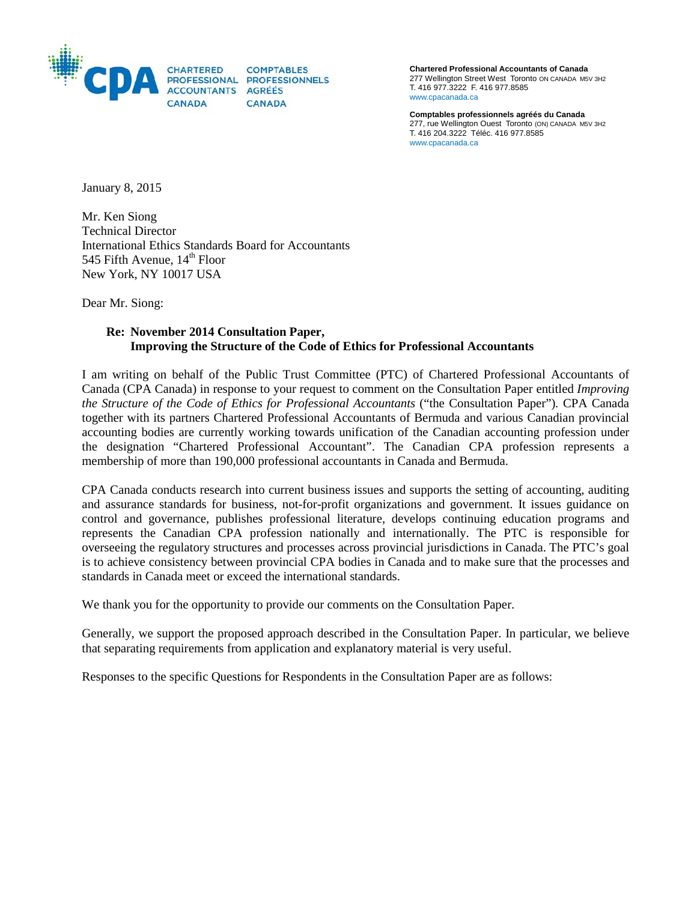CHARTERED PROFESSIONAL ACCOUNTANTS CANADA | COMPTABLES PROFESSIONNELS AGRÉÉS CANADA

**Chartered Professional Accountants of Canada**
277 Wellington Street West Toronto ON CANADA M5V 3H2
T. 416 977.3222 F. 416 977.8585
www.cpacanada.ca

**Comptables professionnels agréés du Canada**
277, rue Wellington Ouest Toronto (ON) CANADA M5V 3H2
T. 416 204.3222 Téléc. 416 977.8585
www.cpacanada.ca

January 8, 2015

Mr. Ken Siong
Technical Director
International Ethics Standards Board for Accountants
545 Fifth Avenue, 14th Floor
New York, NY 10017 USA

Dear Mr. Siong:

**Re: November 2014 Consultation Paper,
Improving the Structure of the Code of Ethics for Professional Accountants**

I am writing on behalf of the Public Trust Committee (PTC) of Chartered Professional Accountants of Canada (CPA Canada) in response to your request to comment on the Consultation Paper entitled *Improving the Structure of the Code of Ethics for Professional Accountants* ("the Consultation Paper"). CPA Canada together with its partners Chartered Professional Accountants of Bermuda and various Canadian provincial accounting bodies are currently working towards unification of the Canadian accounting profession under the designation "Chartered Professional Accountant". The Canadian CPA profession represents a membership of more than 190,000 professional accountants in Canada and Bermuda.

CPA Canada conducts research into current business issues and supports the setting of accounting, auditing and assurance standards for business, not-for-profit organizations and government. It issues guidance on control and governance, publishes professional literature, develops continuing education programs and represents the Canadian CPA profession nationally and internationally. The PTC is responsible for overseeing the regulatory structures and processes across provincial jurisdictions in Canada. The PTC's goal is to achieve consistency between provincial CPA bodies in Canada and to make sure that the processes and standards in Canada meet or exceed the international standards.

We thank you for the opportunity to provide our comments on the Consultation Paper.

Generally, we support the proposed approach described in the Consultation Paper. In particular, we believe that separating requirements from application and explanatory material is very useful.

Responses to the specific Questions for Respondents in the Consultation Paper are as follows: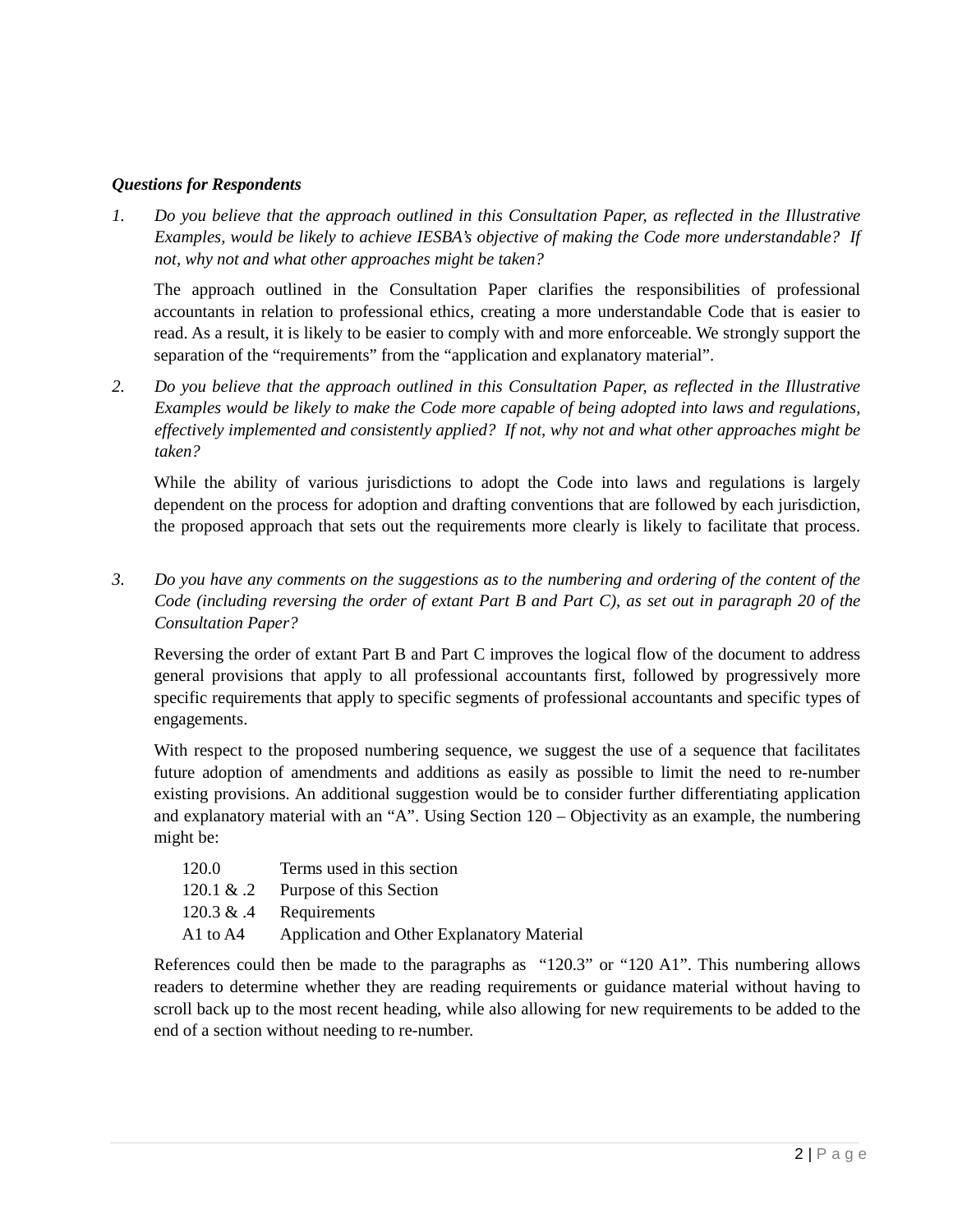***Questions for Respondents***

1. *Do you believe that the approach outlined in this Consultation Paper, as reflected in the Illustrative Examples, would be likely to achieve IESBA's objective of making the Code more understandable? If not, why not and what other approaches might be taken?*

   The approach outlined in the Consultation Paper clarifies the responsibilities of professional accountants in relation to professional ethics, creating a more understandable Code that is easier to read. As a result, it is likely to be easier to comply with and more enforceable. We strongly support the separation of the "requirements" from the "application and explanatory material".

2. *Do you believe that the approach outlined in this Consultation Paper, as reflected in the Illustrative Examples would be likely to make the Code more capable of being adopted into laws and regulations, effectively implemented and consistently applied? If not, why not and what other approaches might be taken?*

   While the ability of various jurisdictions to adopt the Code into laws and regulations is largely dependent on the process for adoption and drafting conventions that are followed by each jurisdiction, the proposed approach that sets out the requirements more clearly is likely to facilitate that process.

3. *Do you have any comments on the suggestions as to the numbering and ordering of the content of the Code (including reversing the order of extant Part B and Part C), as set out in paragraph 20 of the Consultation Paper?*

   Reversing the order of extant Part B and Part C improves the logical flow of the document to address general provisions that apply to all professional accountants first, followed by progressively more specific requirements that apply to specific segments of professional accountants and specific types of engagements.

   With respect to the proposed numbering sequence, we suggest the use of a sequence that facilitates future adoption of amendments and additions as easily as possible to limit the need to re-number existing provisions. An additional suggestion would be to consider further differentiating application and explanatory material with an "A". Using Section 120 – Objectivity as an example, the numbering might be:

   | | |
   |---|---|
   | 120.0 | Terms used in this section |
   | 120.1 & .2 | Purpose of this Section |
   | 120.3 & .4 | Requirements |
   | A1 to A4 | Application and Other Explanatory Material |

   References could then be made to the paragraphs as "120.3" or "120 A1". This numbering allows readers to determine whether they are reading requirements or guidance material without having to scroll back up to the most recent heading, while also allowing for new requirements to be added to the end of a section without needing to re-number.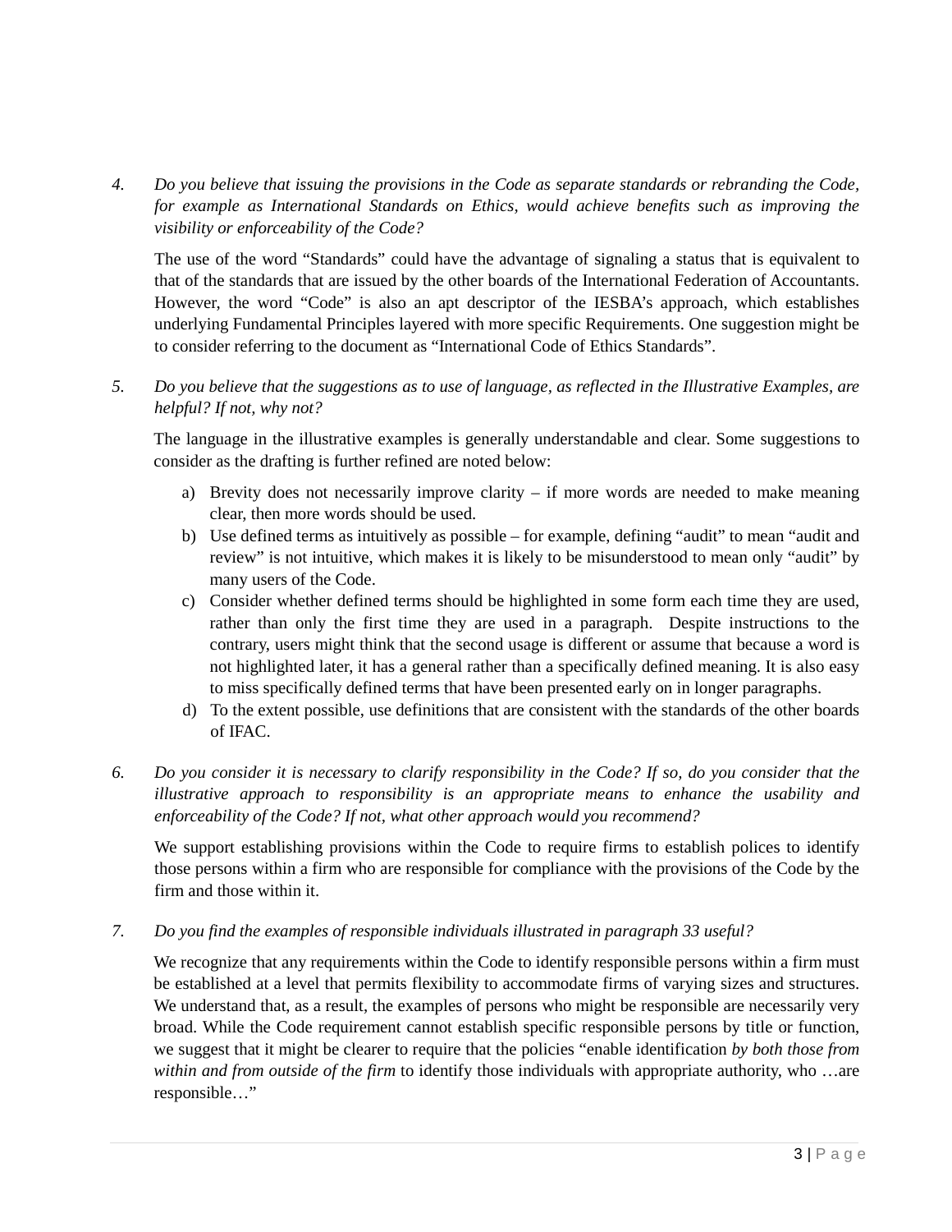4. *Do you believe that issuing the provisions in the Code as separate standards or rebranding the Code, for example as International Standards on Ethics, would achieve benefits such as improving the visibility or enforceability of the Code?*

   The use of the word "Standards" could have the advantage of signaling a status that is equivalent to that of the standards that are issued by the other boards of the International Federation of Accountants. However, the word "Code" is also an apt descriptor of the IESBA's approach, which establishes underlying Fundamental Principles layered with more specific Requirements. One suggestion might be to consider referring to the document as "International Code of Ethics Standards".

5. *Do you believe that the suggestions as to use of language, as reflected in the Illustrative Examples, are helpful? If not, why not?*

   The language in the illustrative examples is generally understandable and clear. Some suggestions to consider as the drafting is further refined are noted below:

   a) Brevity does not necessarily improve clarity – if more words are needed to make meaning clear, then more words should be used.
   b) Use defined terms as intuitively as possible – for example, defining "audit" to mean "audit and review" is not intuitive, which makes it is likely to be misunderstood to mean only "audit" by many users of the Code.
   c) Consider whether defined terms should be highlighted in some form each time they are used, rather than only the first time they are used in a paragraph. Despite instructions to the contrary, users might think that the second usage is different or assume that because a word is not highlighted later, it has a general rather than a specifically defined meaning. It is also easy to miss specifically defined terms that have been presented early on in longer paragraphs.
   d) To the extent possible, use definitions that are consistent with the standards of the other boards of IFAC.

6. *Do you consider it is necessary to clarify responsibility in the Code? If so, do you consider that the illustrative approach to responsibility is an appropriate means to enhance the usability and enforceability of the Code? If not, what other approach would you recommend?*

   We support establishing provisions within the Code to require firms to establish polices to identify those persons within a firm who are responsible for compliance with the provisions of the Code by the firm and those within it.

7. *Do you find the examples of responsible individuals illustrated in paragraph 33 useful?*

   We recognize that any requirements within the Code to identify responsible persons within a firm must be established at a level that permits flexibility to accommodate firms of varying sizes and structures. We understand that, as a result, the examples of persons who might be responsible are necessarily very broad. While the Code requirement cannot establish specific responsible persons by title or function, we suggest that it might be clearer to require that the policies "enable identification *by both those from within and from outside of the firm* to identify those individuals with appropriate authority, who …are responsible…"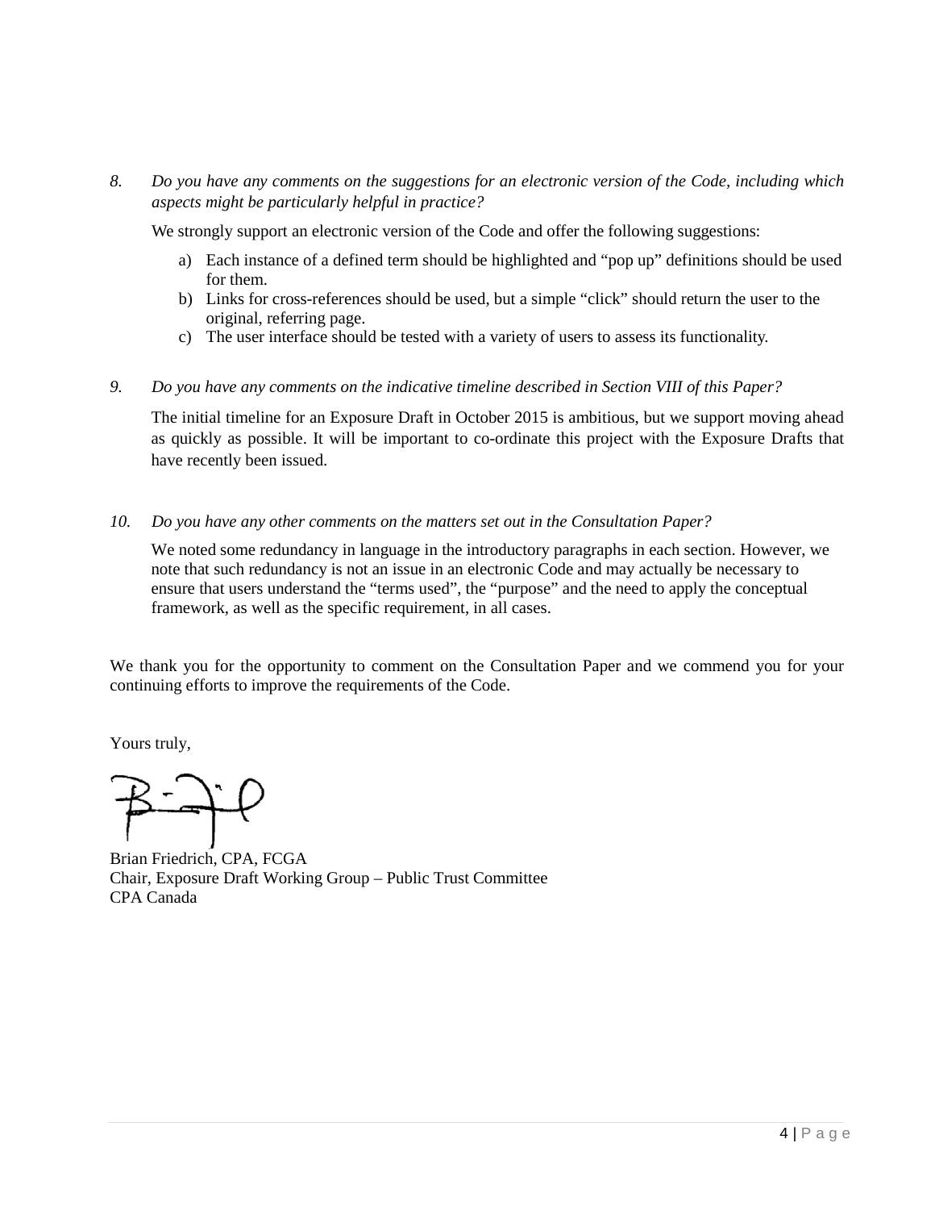8. *Do you have any comments on the suggestions for an electronic version of the Code, including which aspects might be particularly helpful in practice?*

   We strongly support an electronic version of the Code and offer the following suggestions:

   a) Each instance of a defined term should be highlighted and "pop up" definitions should be used for them.
   b) Links for cross-references should be used, but a simple "click" should return the user to the original, referring page.
   c) The user interface should be tested with a variety of users to assess its functionality.

9. *Do you have any comments on the indicative timeline described in Section VIII of this Paper?*

   The initial timeline for an Exposure Draft in October 2015 is ambitious, but we support moving ahead as quickly as possible. It will be important to co-ordinate this project with the Exposure Drafts that have recently been issued.

10. *Do you have any other comments on the matters set out in the Consultation Paper?*

    We noted some redundancy in language in the introductory paragraphs in each section. However, we note that such redundancy is not an issue in an electronic Code and may actually be necessary to ensure that users understand the "terms used", the "purpose" and the need to apply the conceptual framework, as well as the specific requirement, in all cases.

We thank you for the opportunity to comment on the Consultation Paper and we commend you for your continuing efforts to improve the requirements of the Code.

Yours truly,

Brian Friedrich, CPA, FCGA
Chair, Exposure Draft Working Group – Public Trust Committee
CPA Canada